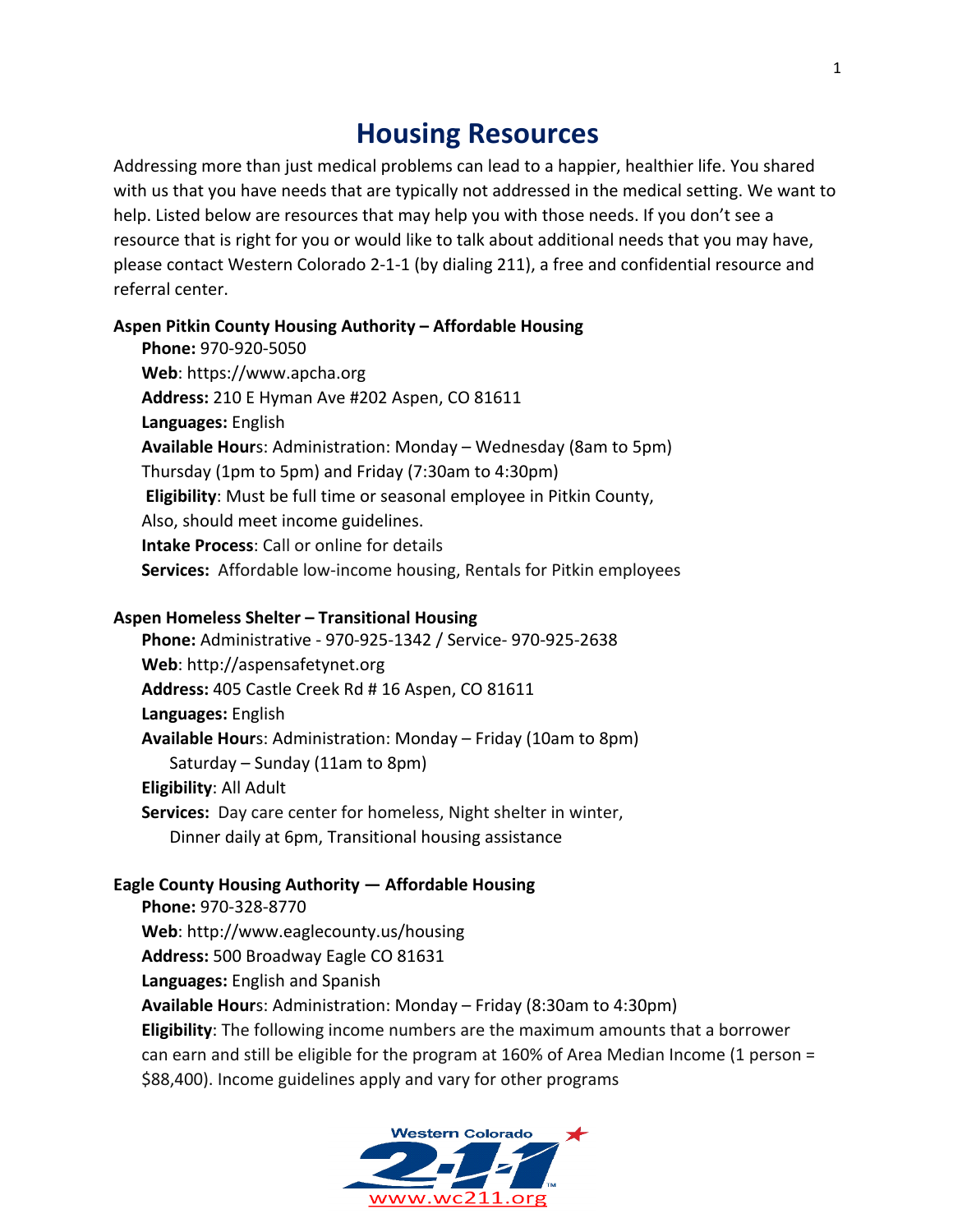# Housing Resources

Addressing more than just medical problems can lead to a happier, healthier life. You shared with us that you have needs that are typically not addressed in the medical setting. We want to help. Listed below are resources that may help you with those needs. If you don't see a resource that is right for you or would like to talk about additional needs that you may have, please contact Western Colorado 2-1-1 (by dialing 211), a free and confidential resource and referral center.

**Aspen Pitkin County Housing Authority – Affordable Housing**

**Phone:** 970-920-5050
**Web**: https://www.apcha.org
**Address:** 210 E Hyman Ave #202 Aspen, CO 81611
**Languages:** English
**Available Hours**: Administration: Monday – Wednesday (8am to 5pm) Thursday (1pm to 5pm) and Friday (7:30am to 4:30pm)
**Eligibility**: Must be full time or seasonal employee in Pitkin County, Also, should meet income guidelines.
**Intake Process**: Call or online for details
**Services:** Affordable low-income housing, Rentals for Pitkin employees

**Aspen Homeless Shelter – Transitional Housing**

**Phone:** Administrative - 970-925-1342 / Service- 970-925-2638
**Web**: http://aspensafetynet.org
**Address:** 405 Castle Creek Rd # 16 Aspen, CO 81611
**Languages:** English
**Available Hours**: Administration: Monday – Friday (10am to 8pm) Saturday – Sunday (11am to 8pm)
**Eligibility**: All Adult
**Services:** Day care center for homeless, Night shelter in winter, Dinner daily at 6pm, Transitional housing assistance

**Eagle County Housing Authority — Affordable Housing**

**Phone:** 970-328-8770
**Web**: http://www.eaglecounty.us/housing
**Address:** 500 Broadway Eagle CO 81631
**Languages:** English and Spanish
**Available Hours**: Administration: Monday – Friday (8:30am to 4:30pm)
**Eligibility**: The following income numbers are the maximum amounts that a borrower can earn and still be eligible for the program at 160% of Area Median Income (1 person = $88,400). Income guidelines apply and vary for other programs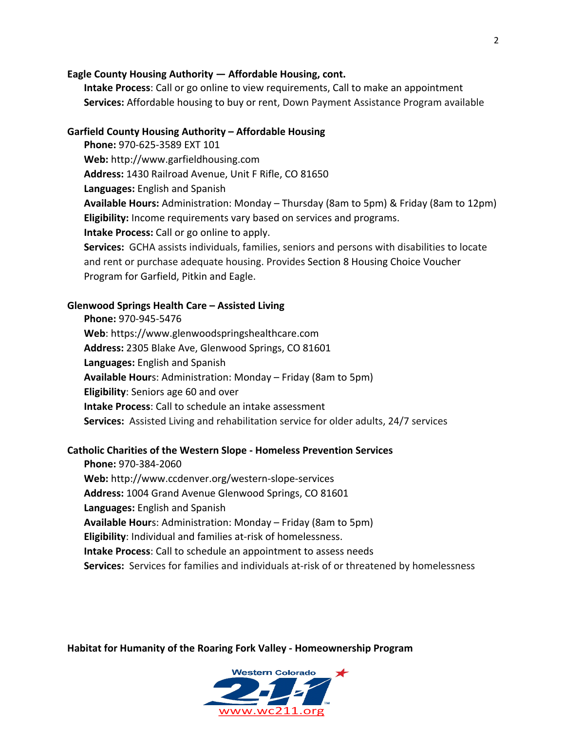**Eagle County Housing Authority — Affordable Housing, cont.**

**Intake Process**: Call or go online to view requirements, Call to make an appointment
**Services:** Affordable housing to buy or rent, Down Payment Assistance Program available

**Garfield County Housing Authority – Affordable Housing**

**Phone:** 970-625-3589 EXT 101
**Web:** http://www.garfieldhousing.com
**Address:** 1430 Railroad Avenue, Unit F Rifle, CO 81650
**Languages:** English and Spanish
**Available Hours:** Administration: Monday – Thursday (8am to 5pm) & Friday (8am to 12pm)
**Eligibility:** Income requirements vary based on services and programs.
**Intake Process:** Call or go online to apply.
**Services:** GCHA assists individuals, families, seniors and persons with disabilities to locate and rent or purchase adequate housing. Provides Section 8 Housing Choice Voucher Program for Garfield, Pitkin and Eagle.

**Glenwood Springs Health Care – Assisted Living**

**Phone:** 970-945-5476
**Web**: https://www.glenwoodspringshealthcare.com
**Address:** 2305 Blake Ave, Glenwood Springs, CO 81601
**Languages:** English and Spanish
**Available Hours**: Administration: Monday – Friday (8am to 5pm)
**Eligibility**: Seniors age 60 and over
**Intake Process**: Call to schedule an intake assessment
**Services:** Assisted Living and rehabilitation service for older adults, 24/7 services

**Catholic Charities of the Western Slope - Homeless Prevention Services**

**Phone:** 970-384-2060
**Web:** http://www.ccdenver.org/western-slope-services
**Address:** 1004 Grand Avenue Glenwood Springs, CO 81601
**Languages:** English and Spanish
**Available Hours**: Administration: Monday – Friday (8am to 5pm)
**Eligibility**: Individual and families at-risk of homelessness.
**Intake Process**: Call to schedule an appointment to assess needs
**Services:** Services for families and individuals at-risk of or threatened by homelessness

**Habitat for Humanity of the Roaring Fork Valley - Homeownership Program**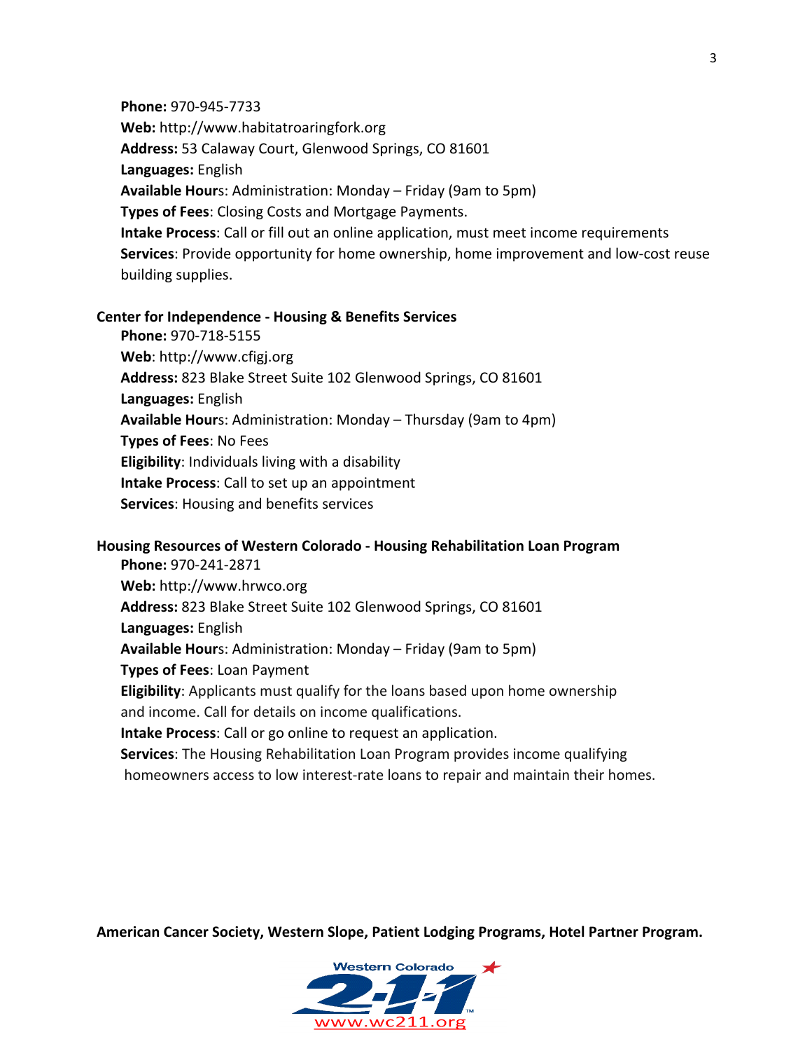**Phone:** 970-945-7733
**Web:** http://www.habitatroaringfork.org
**Address:** 53 Calaway Court, Glenwood Springs, CO 81601
**Languages:** English
**Available Hours**: Administration: Monday – Friday (9am to 5pm)
**Types of Fees**: Closing Costs and Mortgage Payments.
**Intake Process**: Call or fill out an online application, must meet income requirements
**Services**: Provide opportunity for home ownership, home improvement and low-cost reuse building supplies.

**Center for Independence - Housing & Benefits Services**

**Phone:** 970-718-5155
**Web**: http://www.cfigj.org
**Address:** 823 Blake Street Suite 102 Glenwood Springs, CO 81601
**Languages:** English
**Available Hours**: Administration: Monday – Thursday (9am to 4pm)
**Types of Fees**: No Fees
**Eligibility**: Individuals living with a disability
**Intake Process**: Call to set up an appointment
**Services**: Housing and benefits services

**Housing Resources of Western Colorado - Housing Rehabilitation Loan Program**

**Phone:** 970-241-2871
**Web:** http://www.hrwco.org
**Address:** 823 Blake Street Suite 102 Glenwood Springs, CO 81601
**Languages:** English
**Available Hours**: Administration: Monday – Friday (9am to 5pm)
**Types of Fees**: Loan Payment
**Eligibility**: Applicants must qualify for the loans based upon home ownership and income. Call for details on income qualifications.
**Intake Process**: Call or go online to request an application.
**Services**: The Housing Rehabilitation Loan Program provides income qualifying homeowners access to low interest-rate loans to repair and maintain their homes.

**American Cancer Society, Western Slope, Patient Lodging Programs, Hotel Partner Program.**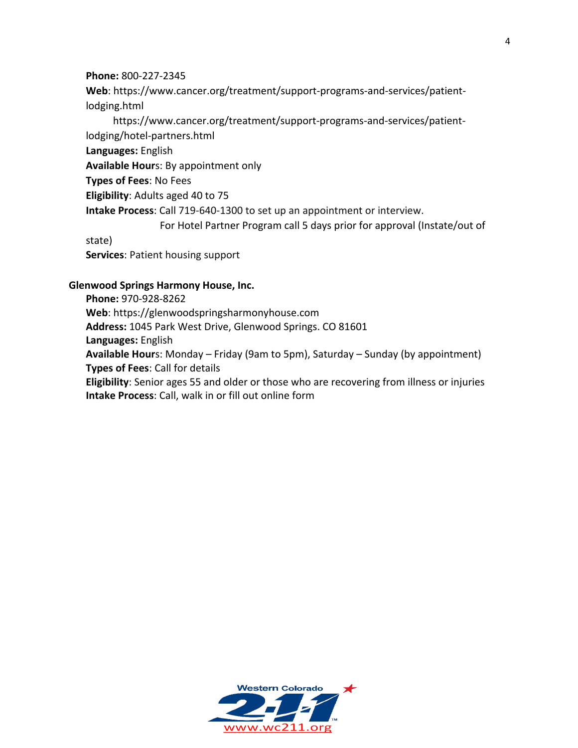**Phone:** 800-227-2345

**Web**: https://www.cancer.org/treatment/support-programs-and-services/patient-lodging.html

https://www.cancer.org/treatment/support-programs-and-services/patient-lodging/hotel-partners.html

**Languages:** English

**Available Hours**: By appointment only

**Types of Fees**: No Fees

**Eligibility**: Adults aged 40 to 75

**Intake Process**: Call 719-640-1300 to set up an appointment or interview.
For Hotel Partner Program call 5 days prior for approval (Instate/out of state)

**Services**: Patient housing support

**Glenwood Springs Harmony House, Inc.**

**Phone:** 970-928-8262

**Web**: https://glenwoodspringsharmonyhouse.com

**Address:** 1045 Park West Drive, Glenwood Springs. CO 81601

**Languages:** English

**Available Hours**: Monday – Friday (9am to 5pm), Saturday – Sunday (by appointment)

**Types of Fees**: Call for details

**Eligibility**: Senior ages 55 and older or those who are recovering from illness or injuries

**Intake Process**: Call, walk in or fill out online form